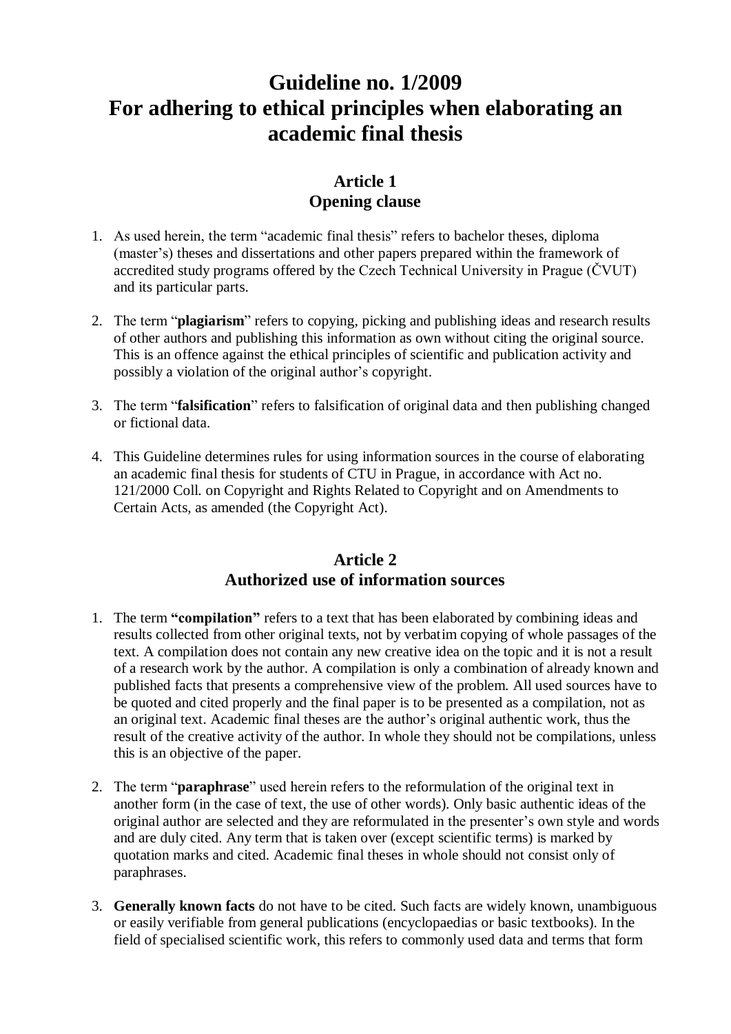# Guideline no. 1/2009
# For adhering to ethical principles when elaborating an academic final thesis

## Article 1
## Opening clause

1. As used herein, the term "academic final thesis" refers to bachelor theses, diploma (master's) theses and dissertations and other papers prepared within the framework of accredited study programs offered by the Czech Technical University in Prague (ČVUT) and its particular parts.

2. The term "**plagiarism**" refers to copying, picking and publishing ideas and research results of other authors and publishing this information as own without citing the original source. This is an offence against the ethical principles of scientific and publication activity and possibly a violation of the original author's copyright.

3. The term "**falsification**" refers to falsification of original data and then publishing changed or fictional data.

4. This Guideline determines rules for using information sources in the course of elaborating an academic final thesis for students of CTU in Prague, in accordance with Act no. 121/2000 Coll. on Copyright and Rights Related to Copyright and on Amendments to Certain Acts, as amended (the Copyright Act).

## Article 2
## Authorized use of information sources

1. The term **"compilation"** refers to a text that has been elaborated by combining ideas and results collected from other original texts, not by verbatim copying of whole passages of the text. A compilation does not contain any new creative idea on the topic and it is not a result of a research work by the author. A compilation is only a combination of already known and published facts that presents a comprehensive view of the problem. All used sources have to be quoted and cited properly and the final paper is to be presented as a compilation, not as an original text. Academic final theses are the author's original authentic work, thus the result of the creative activity of the author. In whole they should not be compilations, unless this is an objective of the paper.

2. The term "**paraphrase**" used herein refers to the reformulation of the original text in another form (in the case of text, the use of other words). Only basic authentic ideas of the original author are selected and they are reformulated in the presenter's own style and words and are duly cited. Any term that is taken over (except scientific terms) is marked by quotation marks and cited. Academic final theses in whole should not consist only of paraphrases.

3. **Generally known facts** do not have to be cited. Such facts are widely known, unambiguous or easily verifiable from general publications (encyclopaedias or basic textbooks). In the field of specialised scientific work, this refers to commonly used data and terms that form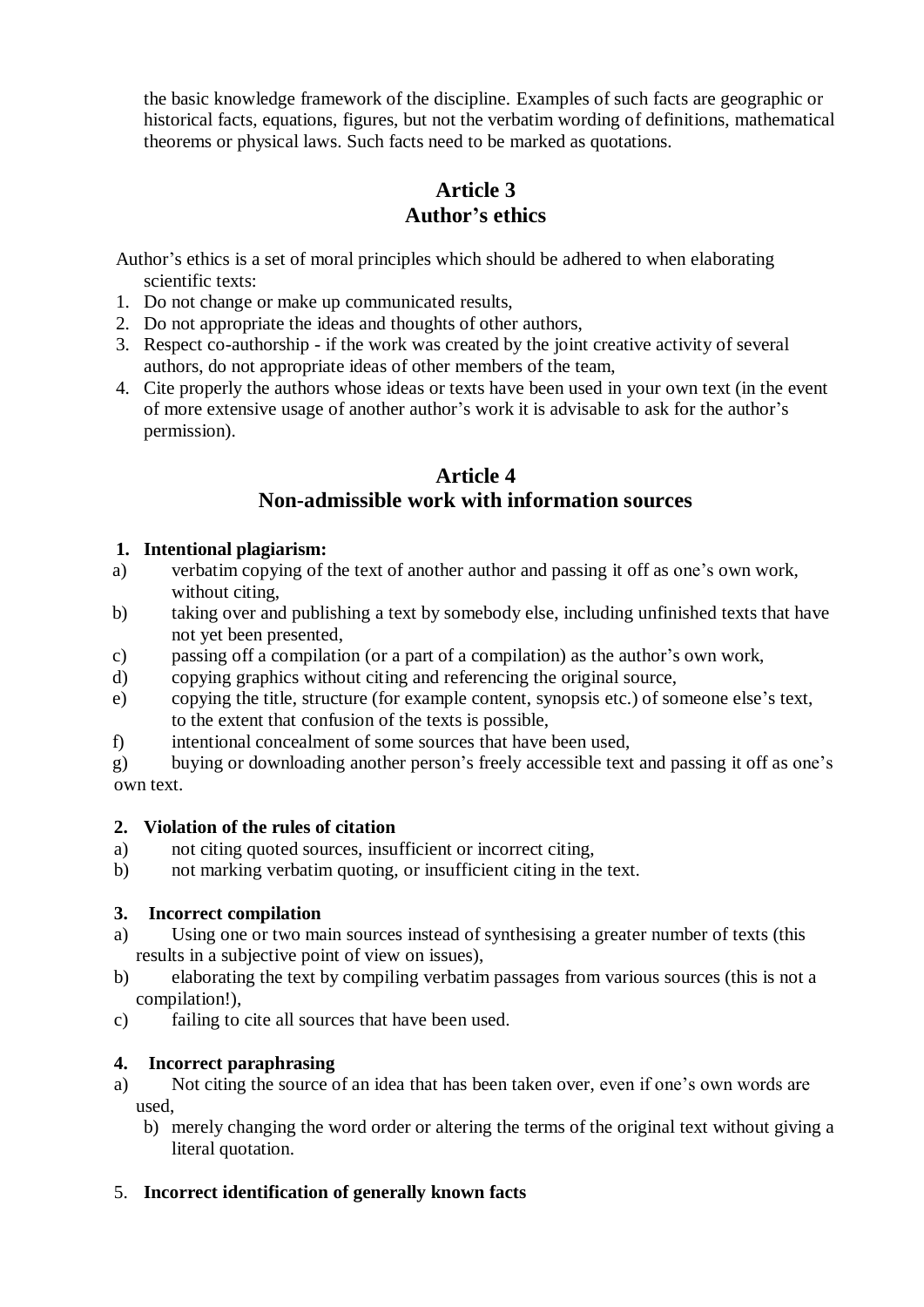the basic knowledge framework of the discipline. Examples of such facts are geographic or historical facts, equations, figures, but not the verbatim wording of definitions, mathematical theorems or physical laws. Such facts need to be marked as quotations.

## Article 3
## Author's ethics

Author's ethics is a set of moral principles which should be adhered to when elaborating scientific texts:

1. Do not change or make up communicated results,
2. Do not appropriate the ideas and thoughts of other authors,
3. Respect co-authorship - if the work was created by the joint creative activity of several authors, do not appropriate ideas of other members of the team,
4. Cite properly the authors whose ideas or texts have been used in your own text (in the event of more extensive usage of another author's work it is advisable to ask for the author's permission).

## Article 4
## Non-admissible work with information sources

**1. Intentional plagiarism:**

a) verbatim copying of the text of another author and passing it off as one's own work, without citing,

b) taking over and publishing a text by somebody else, including unfinished texts that have not yet been presented,

c) passing off a compilation (or a part of a compilation) as the author's own work,

d) copying graphics without citing and referencing the original source,

e) copying the title, structure (for example content, synopsis etc.) of someone else's text, to the extent that confusion of the texts is possible,

f) intentional concealment of some sources that have been used,

g) buying or downloading another person's freely accessible text and passing it off as one's own text.

**2. Violation of the rules of citation**

a) not citing quoted sources, insufficient or incorrect citing,

b) not marking verbatim quoting, or insufficient citing in the text.

**3. Incorrect compilation**

a) Using one or two main sources instead of synthesising a greater number of texts (this results in a subjective point of view on issues),

b) elaborating the text by compiling verbatim passages from various sources (this is not a compilation!),

c) failing to cite all sources that have been used.

**4. Incorrect paraphrasing**

a) Not citing the source of an idea that has been taken over, even if one's own words are used,

b) merely changing the word order or altering the terms of the original text without giving a literal quotation.

5. **Incorrect identification of generally known facts**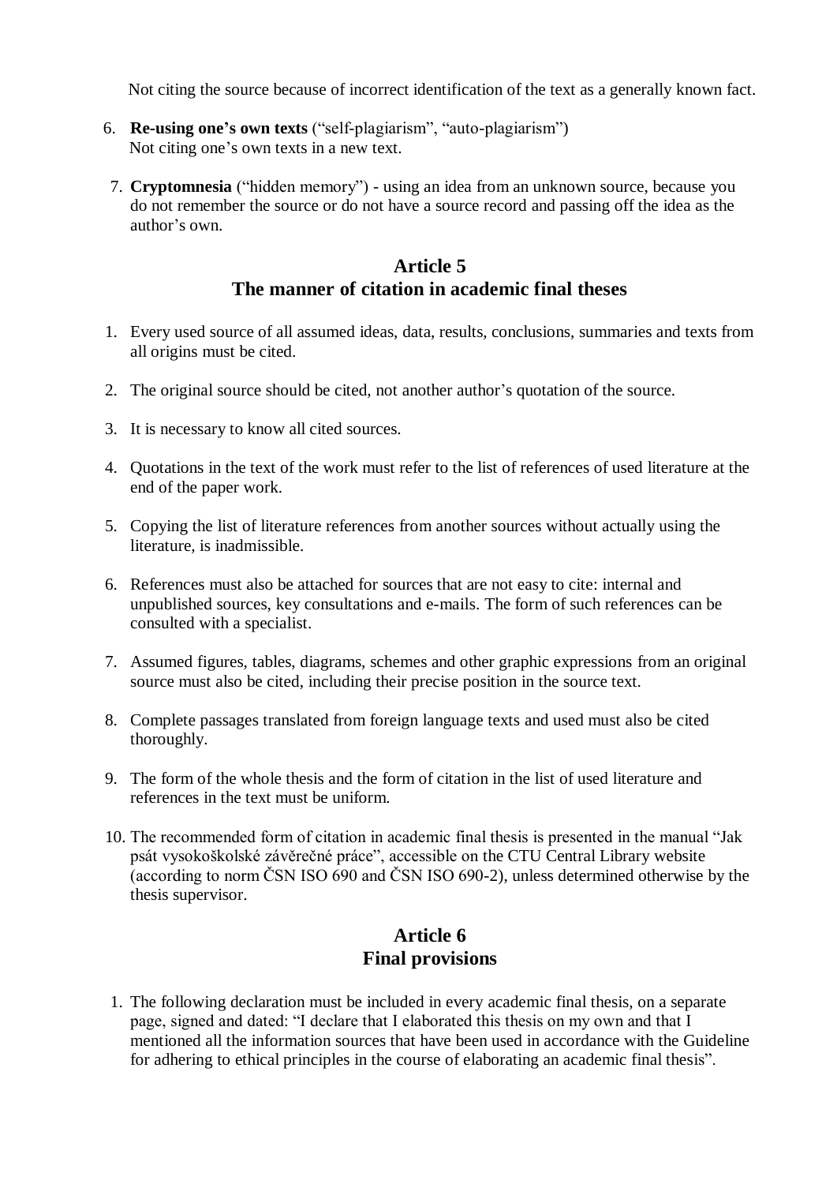Not citing the source because of incorrect identification of the text as a generally known fact.

6. **Re-using one's own texts** ("self-plagiarism", "auto-plagiarism")
   Not citing one's own texts in a new text.

7. **Cryptomnesia** ("hidden memory") - using an idea from an unknown source, because you do not remember the source or do not have a source record and passing off the idea as the author's own.

## Article 5
## The manner of citation in academic final theses

1. Every used source of all assumed ideas, data, results, conclusions, summaries and texts from all origins must be cited.

2. The original source should be cited, not another author's quotation of the source.

3. It is necessary to know all cited sources.

4. Quotations in the text of the work must refer to the list of references of used literature at the end of the paper work.

5. Copying the list of literature references from another sources without actually using the literature, is inadmissible.

6. References must also be attached for sources that are not easy to cite: internal and unpublished sources, key consultations and e-mails. The form of such references can be consulted with a specialist.

7. Assumed figures, tables, diagrams, schemes and other graphic expressions from an original source must also be cited, including their precise position in the source text.

8. Complete passages translated from foreign language texts and used must also be cited thoroughly.

9. The form of the whole thesis and the form of citation in the list of used literature and references in the text must be uniform.

10. The recommended form of citation in academic final thesis is presented in the manual "Jak psát vysokoškolské závěrečné práce", accessible on the CTU Central Library website (according to norm ČSN ISO 690 and ČSN ISO 690-2), unless determined otherwise by the thesis supervisor.

## Article 6
## Final provisions

1. The following declaration must be included in every academic final thesis, on a separate page, signed and dated: "I declare that I elaborated this thesis on my own and that I mentioned all the information sources that have been used in accordance with the Guideline for adhering to ethical principles in the course of elaborating an academic final thesis".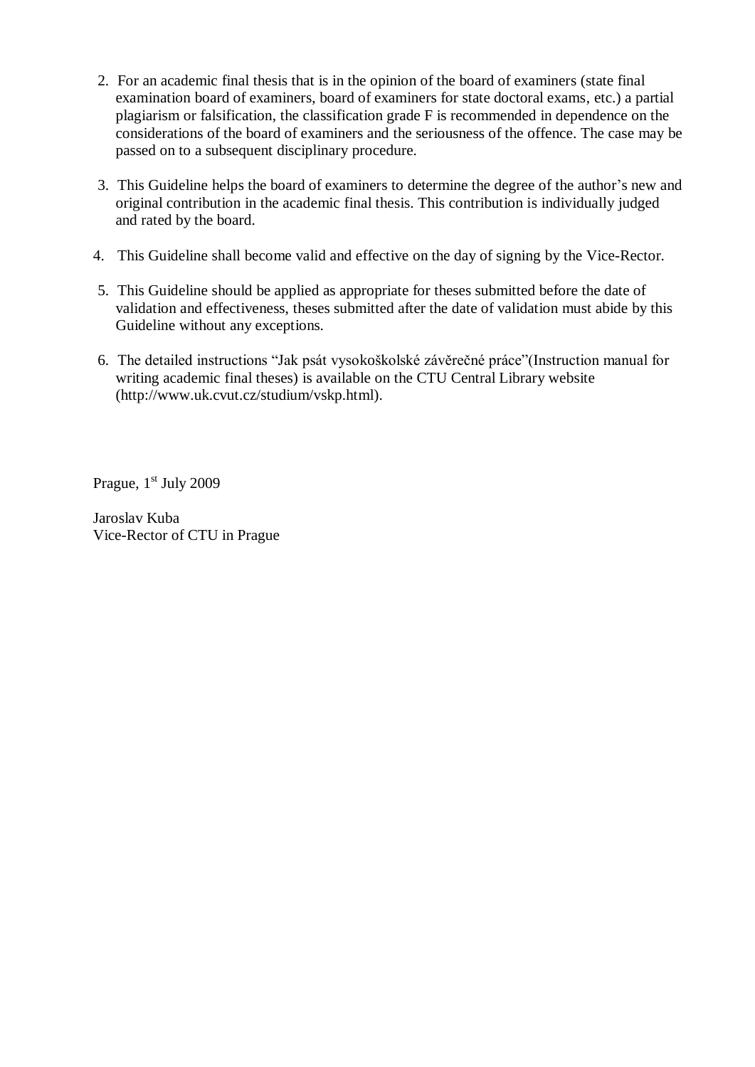2. For an academic final thesis that is in the opinion of the board of examiners (state final examination board of examiners, board of examiners for state doctoral exams, etc.) a partial plagiarism or falsification, the classification grade F is recommended in dependence on the considerations of the board of examiners and the seriousness of the offence. The case may be passed on to a subsequent disciplinary procedure.

3. This Guideline helps the board of examiners to determine the degree of the author's new and original contribution in the academic final thesis. This contribution is individually judged and rated by the board.

4. This Guideline shall become valid and effective on the day of signing by the Vice-Rector.

5. This Guideline should be applied as appropriate for theses submitted before the date of validation and effectiveness, theses submitted after the date of validation must abide by this Guideline without any exceptions.

6. The detailed instructions "Jak psát vysokoškolské závěrečné práce"(Instruction manual for writing academic final theses) is available on the CTU Central Library website (http://www.uk.cvut.cz/studium/vskp.html).

Prague, 1st July 2009

Jaroslav Kuba
Vice-Rector of CTU in Prague